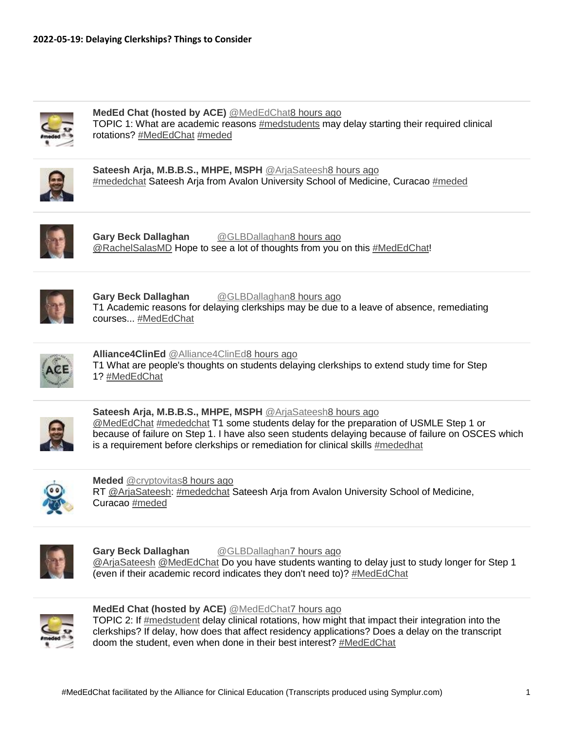**2022-05-19: Delaying Clerkships? Things to Consider**

---

**MedEd Chat (hosted by ACE)** @MedEdChat8 hours ago
TOPIC 1: What are academic reasons #medstudents may delay starting their required clinical rotations? #MedEdChat #meded

---

**Sateesh Arja, M.B.B.S., MHPE, MSPH** @ArjaSateesh8 hours ago
#mededchat Sateesh Arja from Avalon University School of Medicine, Curacao #meded

---

**Gary Beck Dallaghan** @GLBDallaghan8 hours ago
@RachelSalasMD Hope to see a lot of thoughts from you on this #MedEdChat!

---

**Gary Beck Dallaghan** @GLBDallaghan8 hours ago
T1 Academic reasons for delaying clerkships may be due to a leave of absence, remediating courses... #MedEdChat

---

**Alliance4ClinEd** @Alliance4ClinEd8 hours ago
T1 What are people's thoughts on students delaying clerkships to extend study time for Step 1? #MedEdChat

---

**Sateesh Arja, M.B.B.S., MHPE, MSPH** @ArjaSateesh8 hours ago
@MedEdChat #mededchat T1 some students delay for the preparation of USMLE Step 1 or because of failure on Step 1. I have also seen students delaying because of failure on OSCES which is a requirement before clerkships or remediation for clinical skills #mededhat

---

**Meded** @cryptovitas8 hours ago
RT @ArjaSateesh: #mededchat Sateesh Arja from Avalon University School of Medicine, Curacao #meded

---

**Gary Beck Dallaghan** @GLBDallaghan7 hours ago
@ArjaSateesh @MedEdChat Do you have students wanting to delay just to study longer for Step 1 (even if their academic record indicates they don't need to)? #MedEdChat

---

**MedEd Chat (hosted by ACE)** @MedEdChat7 hours ago
TOPIC 2: If #medstudent delay clinical rotations, how might that impact their integration into the clerkships? If delay, how does that affect residency applications? Does a delay on the transcript doom the student, even when done in their best interest? #MedEdChat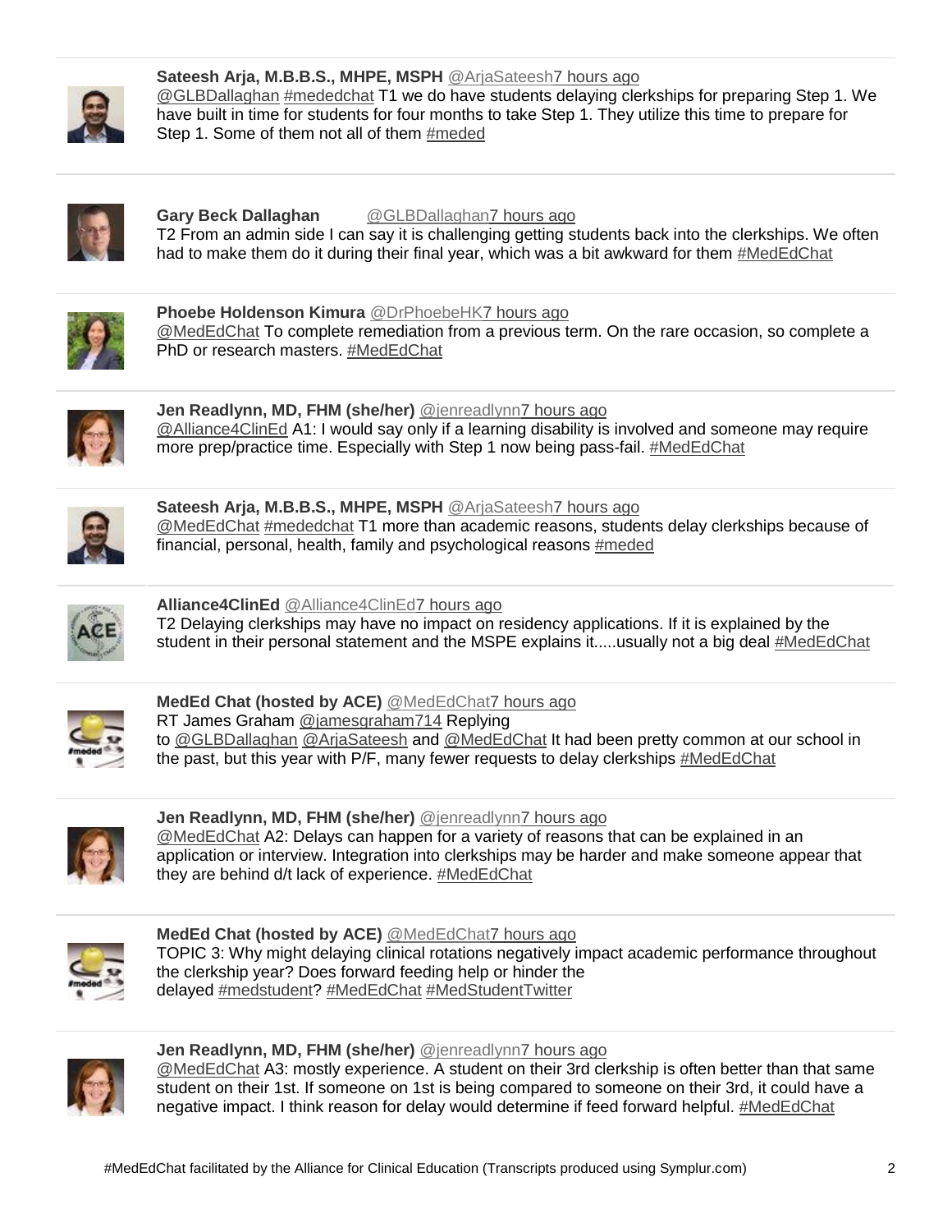**Sateesh Arja, M.B.B.S., MHPE, MSPH** @ArjaSateesh 7 hours ago
@GLBDallaghan #mededchat T1 we do have students delaying clerkships for preparing Step 1. We have built in time for students for four months to take Step 1. They utilize this time to prepare for Step 1. Some of them not all of them #meded

---

**Gary Beck Dallaghan** @GLBDallaghan 7 hours ago
T2 From an admin side I can say it is challenging getting students back into the clerkships. We often had to make them do it during their final year, which was a bit awkward for them #MedEdChat

---

**Phoebe Holdenson Kimura** @DrPhoebeHK 7 hours ago
@MedEdChat To complete remediation from a previous term. On the rare occasion, so complete a PhD or research masters. #MedEdChat

---

**Jen Readlynn, MD, FHM (she/her)** @jenreadlynn 7 hours ago
@Alliance4ClinEd A1: I would say only if a learning disability is involved and someone may require more prep/practice time. Especially with Step 1 now being pass-fail. #MedEdChat

---

**Sateesh Arja, M.B.B.S., MHPE, MSPH** @ArjaSateesh 7 hours ago
@MedEdChat #mededchat T1 more than academic reasons, students delay clerkships because of financial, personal, health, family and psychological reasons #meded

---

**Alliance4ClinEd** @Alliance4ClinEd 7 hours ago
T2 Delaying clerkships may have no impact on residency applications. If it is explained by the student in their personal statement and the MSPE explains it.....usually not a big deal #MedEdChat

---

**MedEd Chat (hosted by ACE)** @MedEdChat 7 hours ago
RT James Graham @jamesgraham714 Replying to @GLBDallaghan @ArjaSateesh and @MedEdChat It had been pretty common at our school in the past, but this year with P/F, many fewer requests to delay clerkships #MedEdChat

---

**Jen Readlynn, MD, FHM (she/her)** @jenreadlynn 7 hours ago
@MedEdChat A2: Delays can happen for a variety of reasons that can be explained in an application or interview. Integration into clerkships may be harder and make someone appear that they are behind d/t lack of experience. #MedEdChat

---

**MedEd Chat (hosted by ACE)** @MedEdChat 7 hours ago
TOPIC 3: Why might delaying clinical rotations negatively impact academic performance throughout the clerkship year? Does forward feeding help or hinder the delayed #medstudent? #MedEdChat #MedStudentTwitter

---

**Jen Readlynn, MD, FHM (she/her)** @jenreadlynn 7 hours ago
@MedEdChat A3: mostly experience. A student on their 3rd clerkship is often better than that same student on their 1st. If someone on 1st is being compared to someone on their 3rd, it could have a negative impact. I think reason for delay would determine if feed forward helpful. #MedEdChat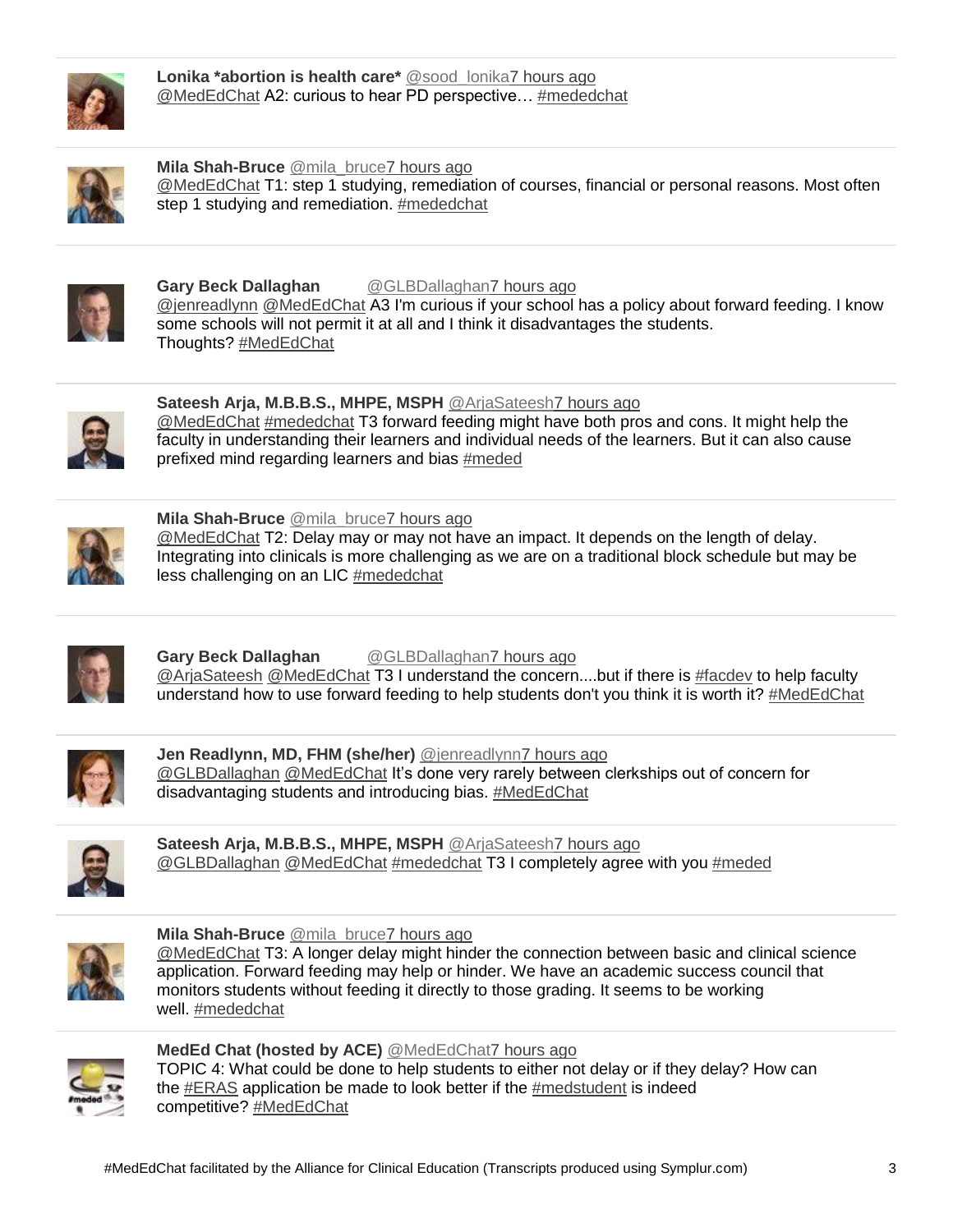**Lonika *abortion is health care*** @sood_lonika 7 hours ago
@MedEdChat A2: curious to hear PD perspective… #mededchat

---

**Mila Shah-Bruce** @mila_bruce 7 hours ago
@MedEdChat T1: step 1 studying, remediation of courses, financial or personal reasons. Most often step 1 studying and remediation. #mededchat

---

**Gary Beck Dallaghan** @GLBDallaghan 7 hours ago
@jenreadlynn @MedEdChat A3 I'm curious if your school has a policy about forward feeding. I know some schools will not permit it at all and I think it disadvantages the students. Thoughts? #MedEdChat

---

**Sateesh Arja, M.B.B.S., MHPE, MSPH** @ArjaSateesh 7 hours ago
@MedEdChat #mededchat T3 forward feeding might have both pros and cons. It might help the faculty in understanding their learners and individual needs of the learners. But it can also cause prefixed mind regarding learners and bias #meded

---

**Mila Shah-Bruce** @mila_bruce 7 hours ago
@MedEdChat T2: Delay may or may not have an impact. It depends on the length of delay. Integrating into clinicals is more challenging as we are on a traditional block schedule but may be less challenging on an LIC #mededchat

---

**Gary Beck Dallaghan** @GLBDallaghan 7 hours ago
@ArjaSateesh @MedEdChat T3 I understand the concern....but if there is #facdev to help faculty understand how to use forward feeding to help students don't you think it is worth it? #MedEdChat

---

**Jen Readlynn, MD, FHM (she/her)** @jenreadlynn 7 hours ago
@GLBDallaghan @MedEdChat It's done very rarely between clerkships out of concern for disadvantaging students and introducing bias. #MedEdChat

---

**Sateesh Arja, M.B.B.S., MHPE, MSPH** @ArjaSateesh 7 hours ago
@GLBDallaghan @MedEdChat #mededchat T3 I completely agree with you #meded

---

**Mila Shah-Bruce** @mila_bruce 7 hours ago
@MedEdChat T3: A longer delay might hinder the connection between basic and clinical science application. Forward feeding may help or hinder. We have an academic success council that monitors students without feeding it directly to those grading. It seems to be working well. #mededchat

---

**MedEd Chat (hosted by ACE)** @MedEdChat 7 hours ago
TOPIC 4: What could be done to help students to either not delay or if they delay? How can the #ERAS application be made to look better if the #medstudent is indeed competitive? #MedEdChat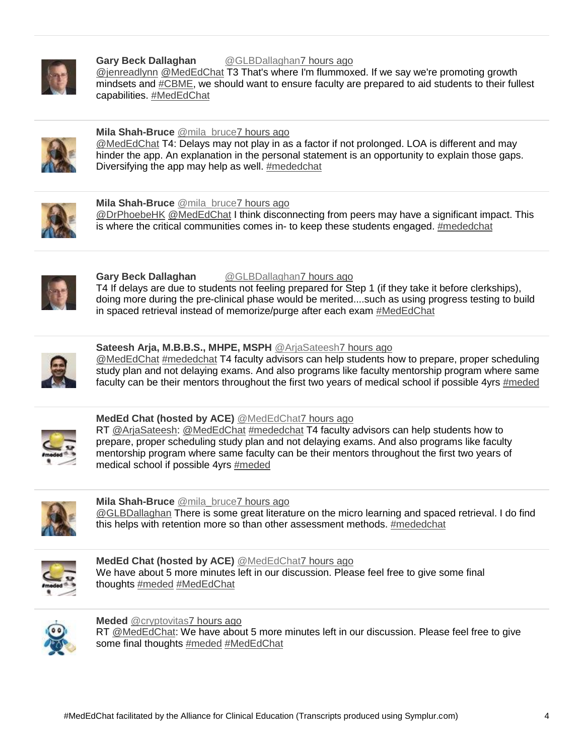**Gary Beck Dallaghan** @GLBDallaghan7 hours ago
@jenreadlynn @MedEdChat T3 That's where I'm flummoxed. If we say we're promoting growth mindsets and #CBME, we should want to ensure faculty are prepared to aid students to their fullest capabilities. #MedEdChat

---

**Mila Shah-Bruce** @mila_bruce7 hours ago
@MedEdChat T4: Delays may not play in as a factor if not prolonged. LOA is different and may hinder the app. An explanation in the personal statement is an opportunity to explain those gaps. Diversifying the app may help as well. #mededchat

---

**Mila Shah-Bruce** @mila_bruce7 hours ago
@DrPhoebeHK @MedEdChat I think disconnecting from peers may have a significant impact. This is where the critical communities comes in- to keep these students engaged. #mededchat

---

**Gary Beck Dallaghan** @GLBDallaghan7 hours ago
T4 If delays are due to students not feeling prepared for Step 1 (if they take it before clerkships), doing more during the pre-clinical phase would be merited....such as using progress testing to build in spaced retrieval instead of memorize/purge after each exam #MedEdChat

---

**Sateesh Arja, M.B.B.S., MHPE, MSPH** @ArjaSateesh7 hours ago
@MedEdChat #mededchat T4 faculty advisors can help students how to prepare, proper scheduling study plan and not delaying exams. And also programs like faculty mentorship program where same faculty can be their mentors throughout the first two years of medical school if possible 4yrs #meded

---

**MedEd Chat (hosted by ACE)** @MedEdChat7 hours ago
RT @ArjaSateesh: @MedEdChat #mededchat T4 faculty advisors can help students how to prepare, proper scheduling study plan and not delaying exams. And also programs like faculty mentorship program where same faculty can be their mentors throughout the first two years of medical school if possible 4yrs #meded

---

**Mila Shah-Bruce** @mila_bruce7 hours ago
@GLBDallaghan There is some great literature on the micro learning and spaced retrieval. I do find this helps with retention more so than other assessment methods. #mededchat

---

**MedEd Chat (hosted by ACE)** @MedEdChat7 hours ago
We have about 5 more minutes left in our discussion. Please feel free to give some final thoughts #meded #MedEdChat

---

**Meded** @cryptovitas7 hours ago
RT @MedEdChat: We have about 5 more minutes left in our discussion. Please feel free to give some final thoughts #meded #MedEdChat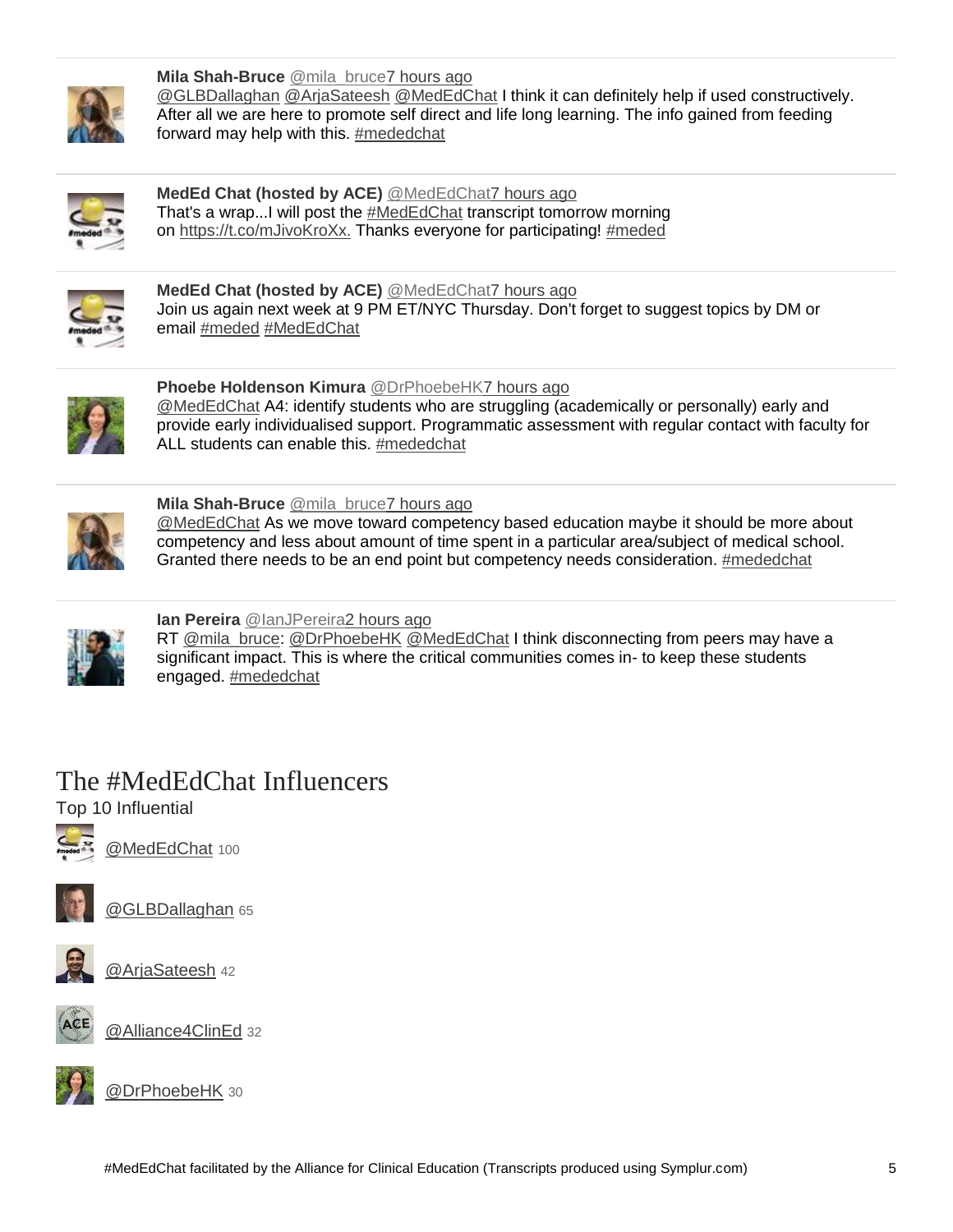**Mila Shah-Bruce** @mila_bruce7 hours ago
@GLBDallaghan @ArjaSateesh @MedEdChat I think it can definitely help if used constructively. After all we are here to promote self direct and life long learning. The info gained from feeding forward may help with this. #mededchat

**MedEd Chat (hosted by ACE)** @MedEdChat7 hours ago
That's a wrap...I will post the #MedEdChat transcript tomorrow morning on https://t.co/mJivoKroXx. Thanks everyone for participating! #meded

**MedEd Chat (hosted by ACE)** @MedEdChat7 hours ago
Join us again next week at 9 PM ET/NYC Thursday. Don't forget to suggest topics by DM or email #meded #MedEdChat

**Phoebe Holdenson Kimura** @DrPhoebeHK7 hours ago
@MedEdChat A4: identify students who are struggling (academically or personally) early and provide early individualised support. Programmatic assessment with regular contact with faculty for ALL students can enable this. #mededchat

**Mila Shah-Bruce** @mila_bruce7 hours ago
@MedEdChat As we move toward competency based education maybe it should be more about competency and less about amount of time spent in a particular area/subject of medical school. Granted there needs to be an end point but competency needs consideration. #mededchat

**Ian Pereira** @IanJPereira2 hours ago
RT @mila_bruce: @DrPhoebeHK @MedEdChat I think disconnecting from peers may have a significant impact. This is where the critical communities comes in- to keep these students engaged. #mededchat

# The #MedEdChat Influencers

Top 10 Influential

@MedEdChat 100

@GLBDallaghan 65

@ArjaSateesh 42

@Alliance4ClinEd 32

@DrPhoebeHK 30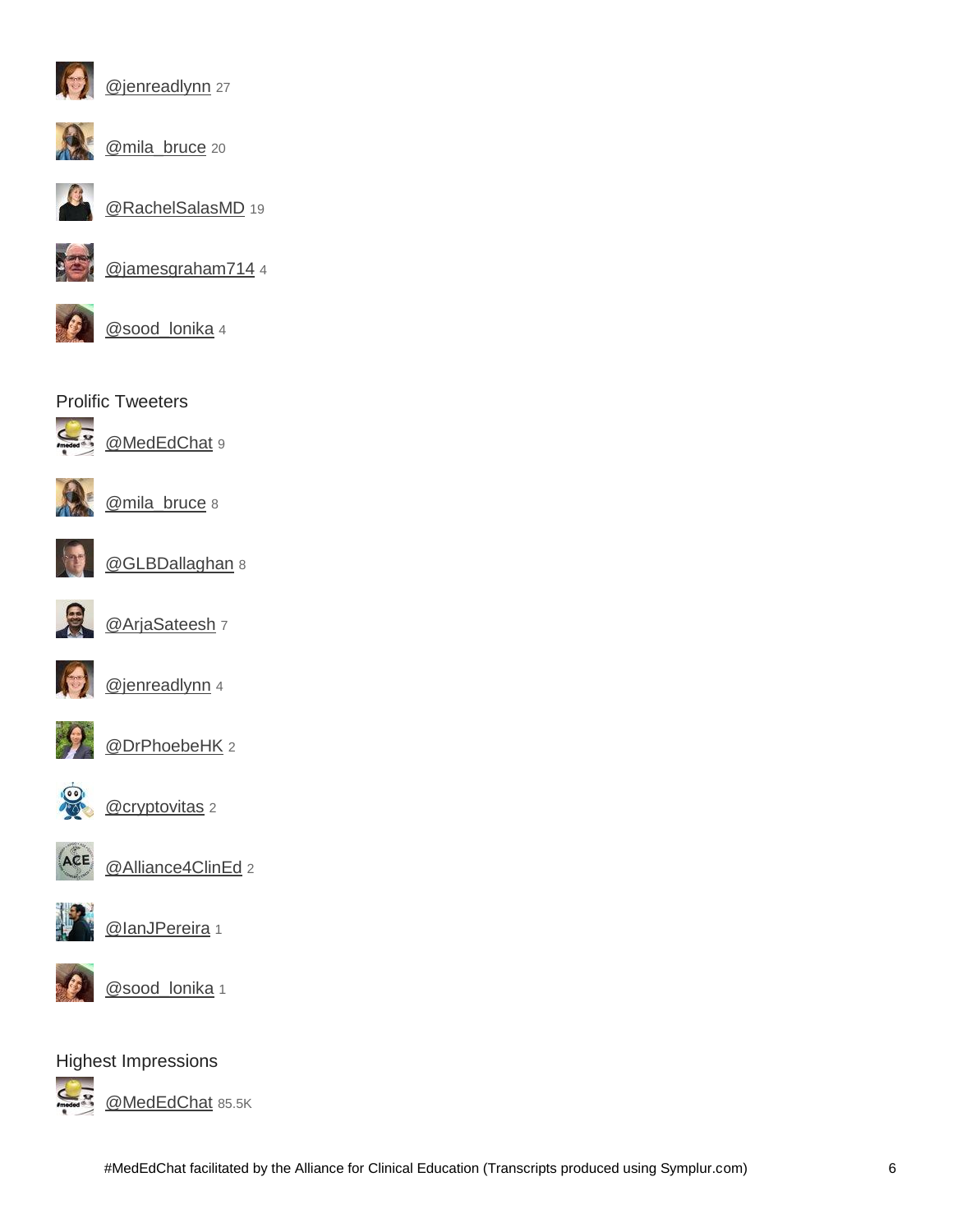[@jenreadlynn](#) 27

[@mila_bruce](#) 20

[@RachelSalasMD](#) 19

[@jamesgraham714](#) 4

[@sood_lonika](#) 4

## Prolific Tweeters

[@MedEdChat](#) 9

[@mila_bruce](#) 8

[@GLBDallaghan](#) 8

[@ArjaSateesh](#) 7

[@jenreadlynn](#) 4

[@DrPhoebeHK](#) 2

[@cryptovitas](#) 2

[@Alliance4ClinEd](#) 2

[@IanJPereira](#) 1

[@sood_lonika](#) 1

## Highest Impressions

[@MedEdChat](#) 85.5K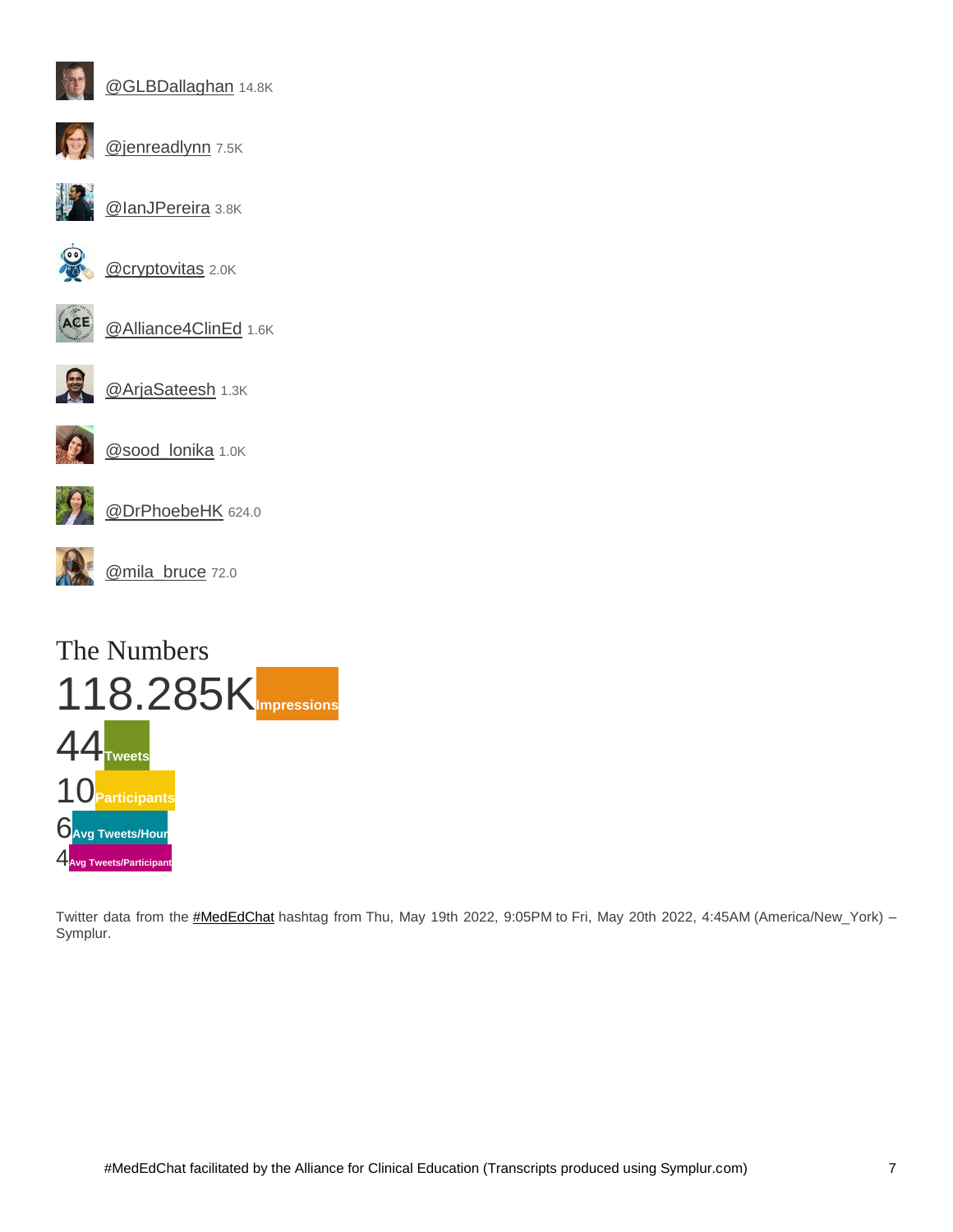@GLBDallaghan 14.8K

@jenreadlynn 7.5K

@IanJPereira 3.8K

@cryptovitas 2.0K

@Alliance4ClinEd 1.6K

@ArjaSateesh 1.3K

@sood_lonika 1.0K

@DrPhoebeHK 624.0

@mila_bruce 72.0

## The Numbers

118.285K Impressions

44 Tweets

10 Participants

6 Avg Tweets/Hour

4 Avg Tweets/Participant

Twitter data from the #MedEdChat hashtag from Thu, May 19th 2022, 9:05PM to Fri, May 20th 2022, 4:45AM (America/New_York) – Symplur.